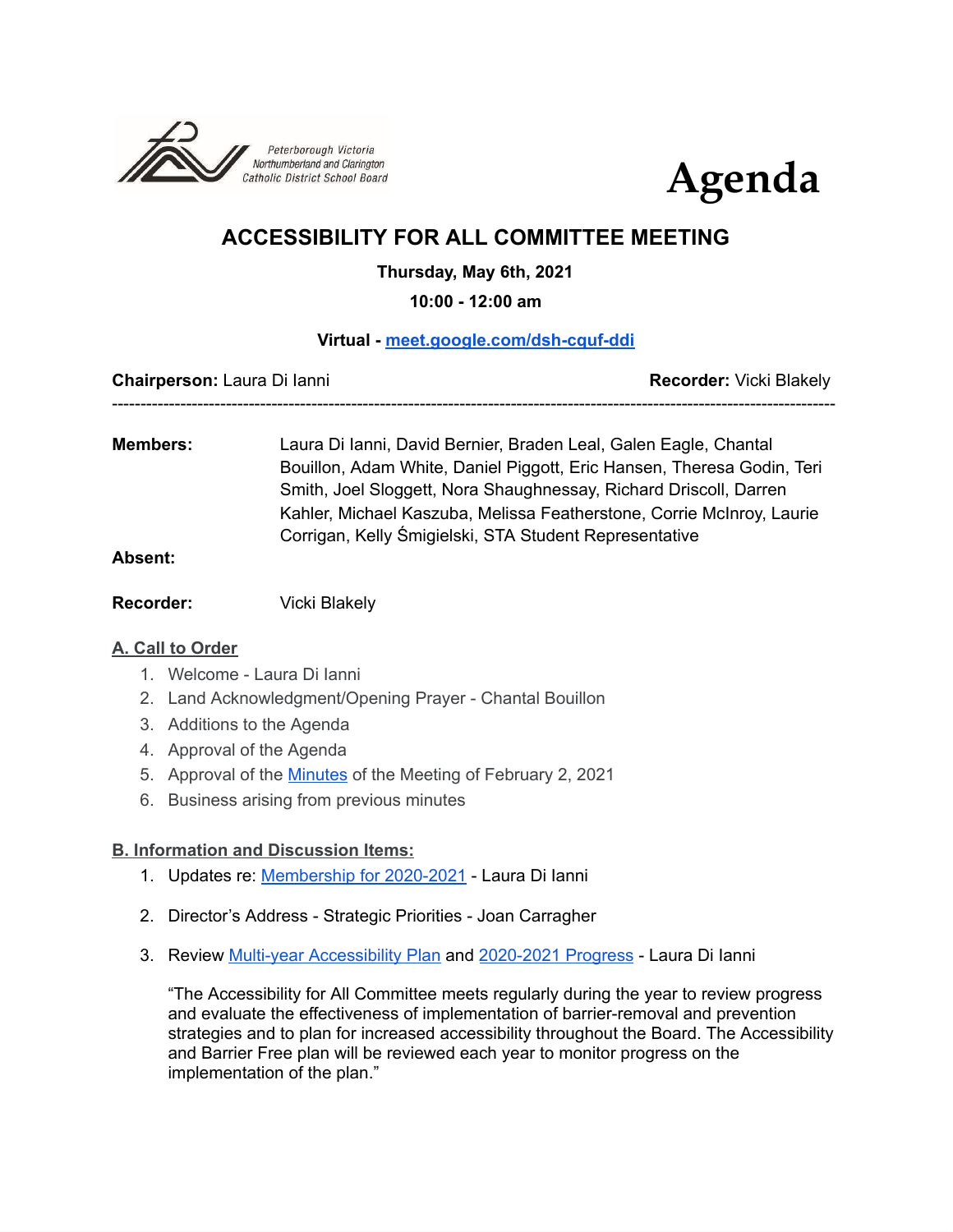Peterborough Victoria Northumberland and Clarington Catholic District School Board

# Agenda

## ACCESSIBILITY FOR ALL COMMITTEE MEETING

**Thursday, May 6th, 2021**

**10:00 - 12:00 am**

**Virtual - meet.google.com/dsh-cquf-ddi**

**Chairperson:** Laura Di Ianni **Recorder:** Vicki Blakely

---

**Members:** Laura Di Ianni, David Bernier, Braden Leal, Galen Eagle, Chantal Bouillon, Adam White, Daniel Piggott, Eric Hansen, Theresa Godin, Teri Smith, Joel Sloggett, Nora Shaughnessay, Richard Driscoll, Darren Kahler, Michael Kaszuba, Melissa Featherstone, Corrie McInroy, Laurie Corrigan, Kelly Śmigielski, STA Student Representative

**Absent:**

**Recorder:** Vicki Blakely

### A. Call to Order

1. Welcome - Laura Di Ianni
2. Land Acknowledgment/Opening Prayer - Chantal Bouillon
3. Additions to the Agenda
4. Approval of the Agenda
5. Approval of the Minutes of the Meeting of February 2, 2021
6. Business arising from previous minutes

### B. Information and Discussion Items:

1. Updates re: Membership for 2020-2021 - Laura Di Ianni

2. Director's Address - Strategic Priorities - Joan Carragher

3. Review Multi-year Accessibility Plan and 2020-2021 Progress - Laura Di Ianni

   "The Accessibility for All Committee meets regularly during the year to review progress and evaluate the effectiveness of implementation of barrier-removal and prevention strategies and to plan for increased accessibility throughout the Board. The Accessibility and Barrier Free plan will be reviewed each year to monitor progress on the implementation of the plan."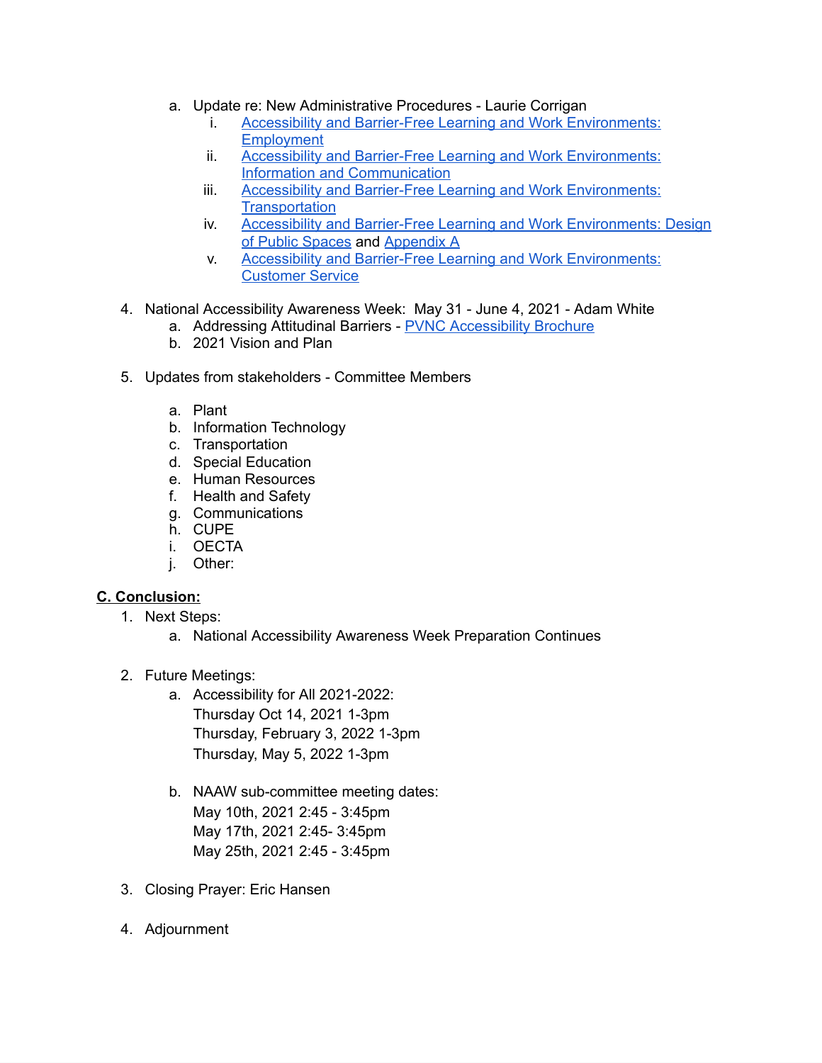a. Update re: New Administrative Procedures - Laurie Corrigan
   i. Accessibility and Barrier-Free Learning and Work Environments: Employment
   ii. Accessibility and Barrier-Free Learning and Work Environments: Information and Communication
   iii. Accessibility and Barrier-Free Learning and Work Environments: Transportation
   iv. Accessibility and Barrier-Free Learning and Work Environments: Design of Public Spaces and Appendix A
   v. Accessibility and Barrier-Free Learning and Work Environments: Customer Service

4. National Accessibility Awareness Week: May 31 - June 4, 2021 - Adam White
   a. Addressing Attitudinal Barriers - PVNC Accessibility Brochure
   b. 2021 Vision and Plan

5. Updates from stakeholders - Committee Members
   a. Plant
   b. Information Technology
   c. Transportation
   d. Special Education
   e. Human Resources
   f. Health and Safety
   g. Communications
   h. CUPE
   i. OECTA
   j. Other:

**C. Conclusion:**

1. Next Steps:
   a. National Accessibility Awareness Week Preparation Continues

2. Future Meetings:
   a. Accessibility for All 2021-2022:
      Thursday Oct 14, 2021 1-3pm
      Thursday, February 3, 2022 1-3pm
      Thursday, May 5, 2022 1-3pm

   b. NAAW sub-committee meeting dates:
      May 10th, 2021 2:45 - 3:45pm
      May 17th, 2021 2:45- 3:45pm
      May 25th, 2021 2:45 - 3:45pm

3. Closing Prayer: Eric Hansen

4. Adjournment